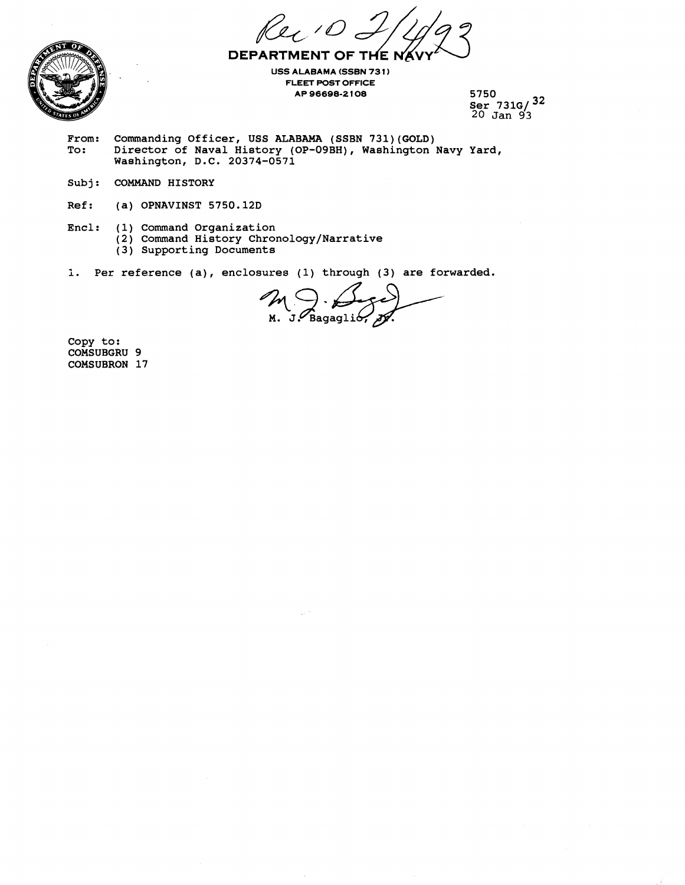Rec'd 2/4/93

**DEPARTMENT OF THE NAVY**

**USS ALABAMA (SSBN 731)**
**FLEET POST OFFICE**
**AP 96698-2108**

5750
Ser 731G/32
20 Jan 93

From: Commanding Officer, USS ALABAMA (SSBN 731)(GOLD)
To: Director of Naval History (OP-09BH), Washington Navy Yard, Washington, D.C. 20374-0571

Subj: COMMAND HISTORY

Ref: (a) OPNAVINST 5750.12D

Encl: (1) Command Organization
(2) Command History Chronology/Narrative
(3) Supporting Documents

1. Per reference (a), enclosures (1) through (3) are forwarded.

M. J. Bagaglio, Jr.

Copy to:
COMSUBGRU 9
COMSUBRON 17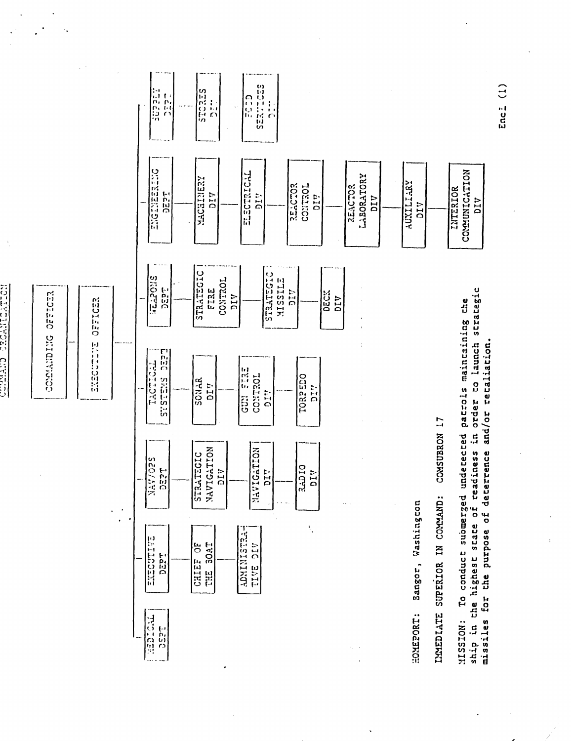# COMMAND ORGANIZATION

- COMMANDING OFFICER
  - EXECUTIVE OFFICER
    - MEDICAL DEPT
    - EXECUTIVE DEPT
      - CHIEF OF THE BOAT
      - ADMINISTRATIVE DIV
    - NAV/OPS DEPT
      - STRATEGIC NAVIGATION DIV
      - NAVIGATION DIV
      - RADIO DIV
    - TACTICAL SYSTEMS DEPT
      - SONAR DIV
      - GUN FIRE CONTROL DIV
      - TORPEDO DIV
    - WEAPONS DEPT
      - STRATEGIC FIRE CONTROL DIV
      - STRATEGIC MISSILE DIV
      - DECK DIV
    - ENGINEERING DEPT
      - MACHINERY DIV
      - ELECTRICAL DIV
      - REACTOR CONTROL DIV
      - REACTOR LABORATORY DIV
      - AUXILIARY DIV
      - INTERIOR COMMUNICATION DIV
    - SUPPLY DEPT
      - STORES DIV
      - FOOD SERVICES DIV

HOMEPORT: Bangor, Washington

IMMEDIATE SUPERIOR IN COMMAND: COMSUBRON 17

MISSION: To conduct submerged undetected patrols maintaining the ship in the highest state of readiness in order to launch strategic missiles for the purpose of deterrence and/or retaliation.

Encl (1)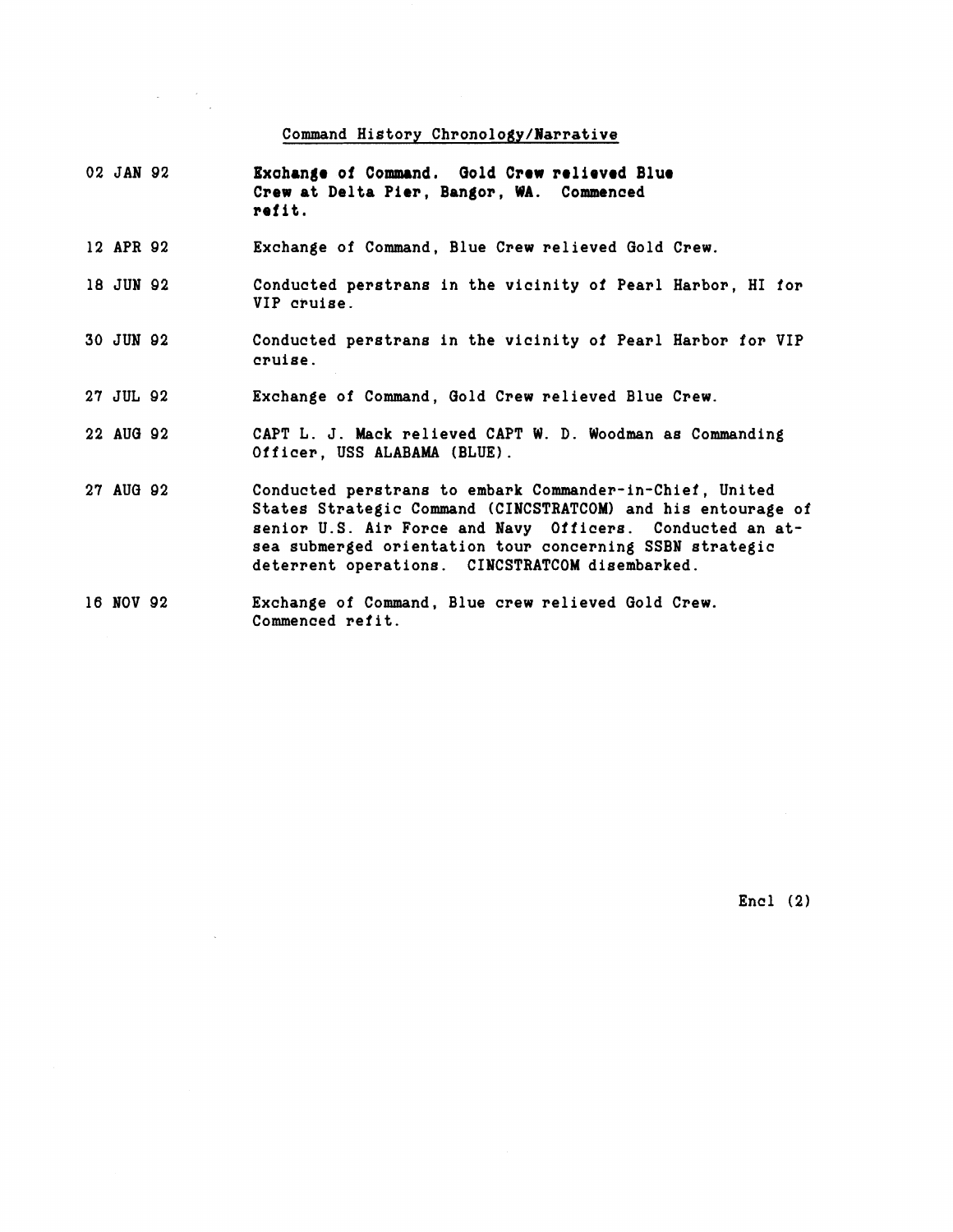Command History Chronology/Narrative

| | |
|---|---|
| 02 JAN 92 | **Exchange of Command. Gold Crew relieved Blue Crew at Delta Pier, Bangor, WA. Commenced refit.** |
| 12 APR 92 | Exchange of Command, Blue Crew relieved Gold Crew. |
| 18 JUN 92 | Conducted perstrans in the vicinity of Pearl Harbor, HI for VIP cruise. |
| 30 JUN 92 | Conducted perstrans in the vicinity of Pearl Harbor for VIP cruise. |
| 27 JUL 92 | Exchange of Command, Gold Crew relieved Blue Crew. |
| 22 AUG 92 | CAPT L. J. Mack relieved CAPT W. D. Woodman as Commanding Officer, USS ALABAMA (BLUE). |
| 27 AUG 92 | Conducted perstrans to embark Commander-in-Chief, United States Strategic Command (CINCSTRATCOM) and his entourage of senior U.S. Air Force and Navy Officers. Conducted an at-sea submerged orientation tour concerning SSBN strategic deterrent operations. CINCSTRATCOM disembarked. |
| 16 NOV 92 | Exchange of Command, Blue crew relieved Gold Crew. Commenced refit. |

Encl (2)